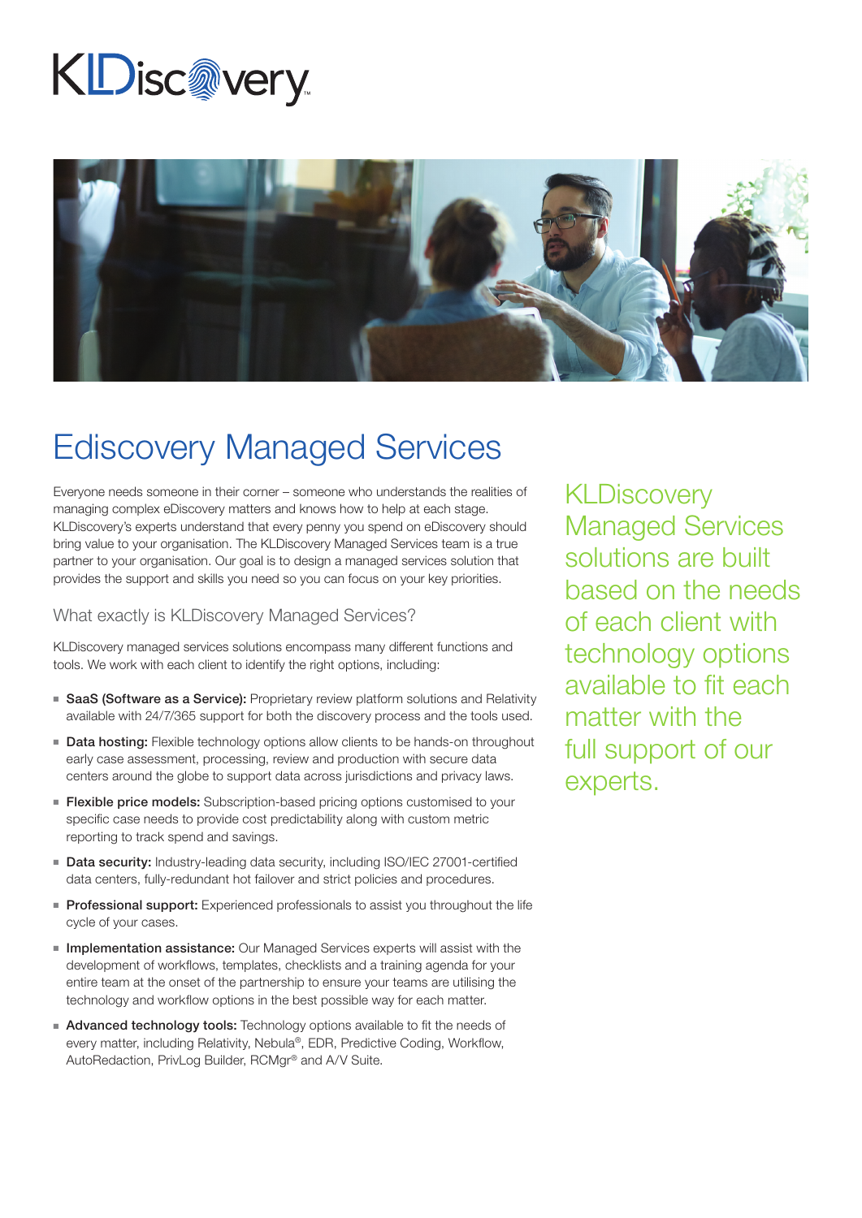KLDiscovery

# Ediscovery Managed Services

Everyone needs someone in their corner – someone who understands the realities of managing complex eDiscovery matters and knows how to help at each stage. KLDiscovery's experts understand that every penny you spend on eDiscovery should bring value to your organisation. The KLDiscovery Managed Services team is a true partner to your organisation. Our goal is to design a managed services solution that provides the support and skills you need so you can focus on your key priorities.

KLDiscovery Managed Services solutions are built based on the needs of each client with technology options available to fit each matter with the full support of our experts.

## What exactly is KLDiscovery Managed Services?

KLDiscovery managed services solutions encompass many different functions and tools. We work with each client to identify the right options, including:

- **SaaS (Software as a Service):** Proprietary review platform solutions and Relativity available with 24/7/365 support for both the discovery process and the tools used.
- **Data hosting:** Flexible technology options allow clients to be hands-on throughout early case assessment, processing, review and production with secure data centers around the globe to support data across jurisdictions and privacy laws.
- **Flexible price models:** Subscription-based pricing options customised to your specific case needs to provide cost predictability along with custom metric reporting to track spend and savings.
- **Data security:** Industry-leading data security, including ISO/IEC 27001-certified data centers, fully-redundant hot failover and strict policies and procedures.
- **Professional support:** Experienced professionals to assist you throughout the life cycle of your cases.
- **Implementation assistance:** Our Managed Services experts will assist with the development of workflows, templates, checklists and a training agenda for your entire team at the onset of the partnership to ensure your teams are utilising the technology and workflow options in the best possible way for each matter.
- **Advanced technology tools:** Technology options available to fit the needs of every matter, including Relativity, Nebula®, EDR, Predictive Coding, Workflow, AutoRedaction, PrivLog Builder, RCMgr® and A/V Suite.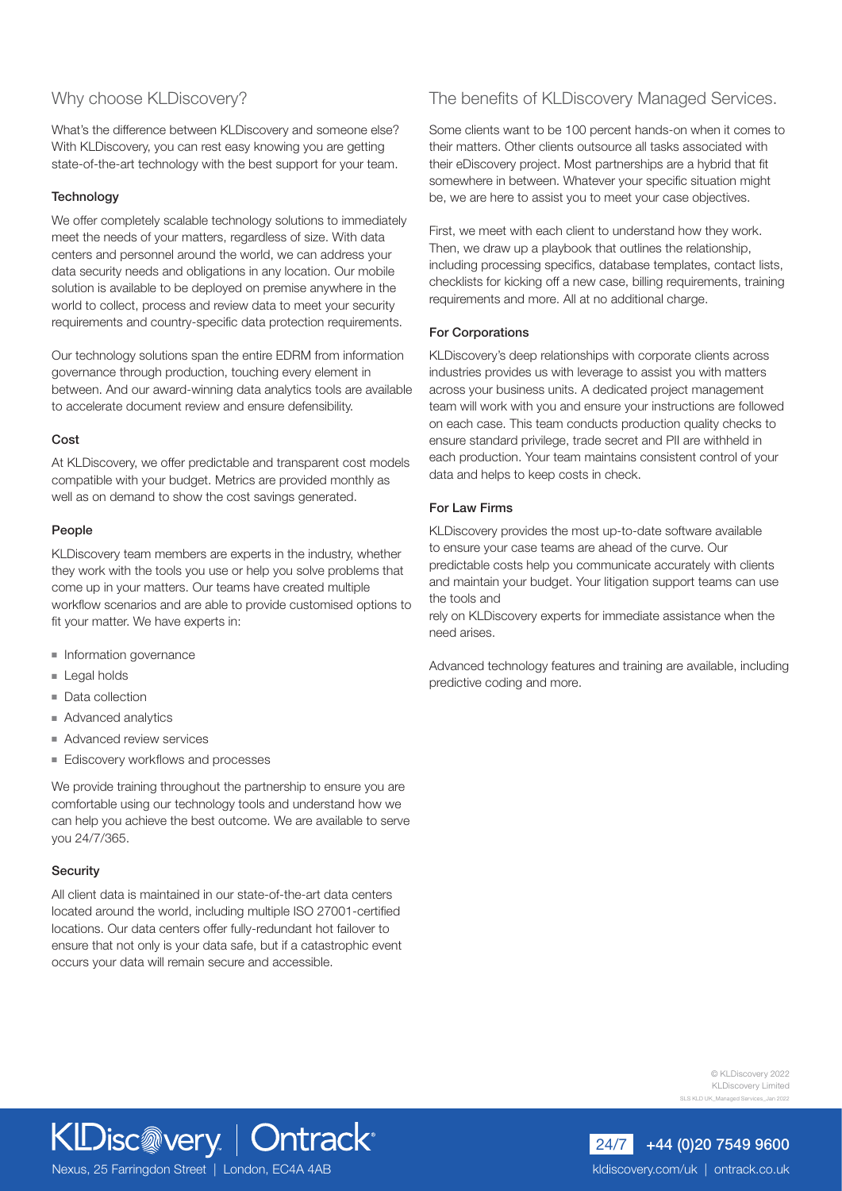## Why choose KLDiscovery?

What's the difference between KLDiscovery and someone else? With KLDiscovery, you can rest easy knowing you are getting state-of-the-art technology with the best support for your team.

### Technology

We offer completely scalable technology solutions to immediately meet the needs of your matters, regardless of size. With data centers and personnel around the world, we can address your data security needs and obligations in any location. Our mobile solution is available to be deployed on premise anywhere in the world to collect, process and review data to meet your security requirements and country-specific data protection requirements.

Our technology solutions span the entire EDRM from information governance through production, touching every element in between. And our award-winning data analytics tools are available to accelerate document review and ensure defensibility.

### Cost

At KLDiscovery, we offer predictable and transparent cost models compatible with your budget. Metrics are provided monthly as well as on demand to show the cost savings generated.

### People

KLDiscovery team members are experts in the industry, whether they work with the tools you use or help you solve problems that come up in your matters. Our teams have created multiple workflow scenarios and are able to provide customised options to fit your matter. We have experts in:

- Information governance
- Legal holds
- Data collection
- Advanced analytics
- Advanced review services
- Ediscovery workflows and processes

We provide training throughout the partnership to ensure you are comfortable using our technology tools and understand how we can help you achieve the best outcome. We are available to serve you 24/7/365.

### Security

All client data is maintained in our state-of-the-art data centers located around the world, including multiple ISO 27001-certified locations. Our data centers offer fully-redundant hot failover to ensure that not only is your data safe, but if a catastrophic event occurs your data will remain secure and accessible.

## The benefits of KLDiscovery Managed Services.

Some clients want to be 100 percent hands-on when it comes to their matters. Other clients outsource all tasks associated with their eDiscovery project. Most partnerships are a hybrid that fit somewhere in between. Whatever your specific situation might be, we are here to assist you to meet your case objectives.

First, we meet with each client to understand how they work. Then, we draw up a playbook that outlines the relationship, including processing specifics, database templates, contact lists, checklists for kicking off a new case, billing requirements, training requirements and more. All at no additional charge.

### For Corporations

KLDiscovery's deep relationships with corporate clients across industries provides us with leverage to assist you with matters across your business units. A dedicated project management team will work with you and ensure your instructions are followed on each case. This team conducts production quality checks to ensure standard privilege, trade secret and PII are withheld in each production. Your team maintains consistent control of your data and helps to keep costs in check.

### For Law Firms

KLDiscovery provides the most up-to-date software available to ensure your case teams are ahead of the curve. Our predictable costs help you communicate accurately with clients and maintain your budget. Your litigation support teams can use the tools and
rely on KLDiscovery experts for immediate assistance when the need arises.

Advanced technology features and training are available, including predictive coding and more.

© KLDiscovery 2022
KLDiscovery Limited
SLS KLD UK_Managed Services_Jan 2022

KLDiscovery | Ontrack
Nexus, 25 Farringdon Street | London, EC4A 4AB

24/7 +44 (0)20 7549 9600
kldiscovery.com/uk | ontrack.co.uk